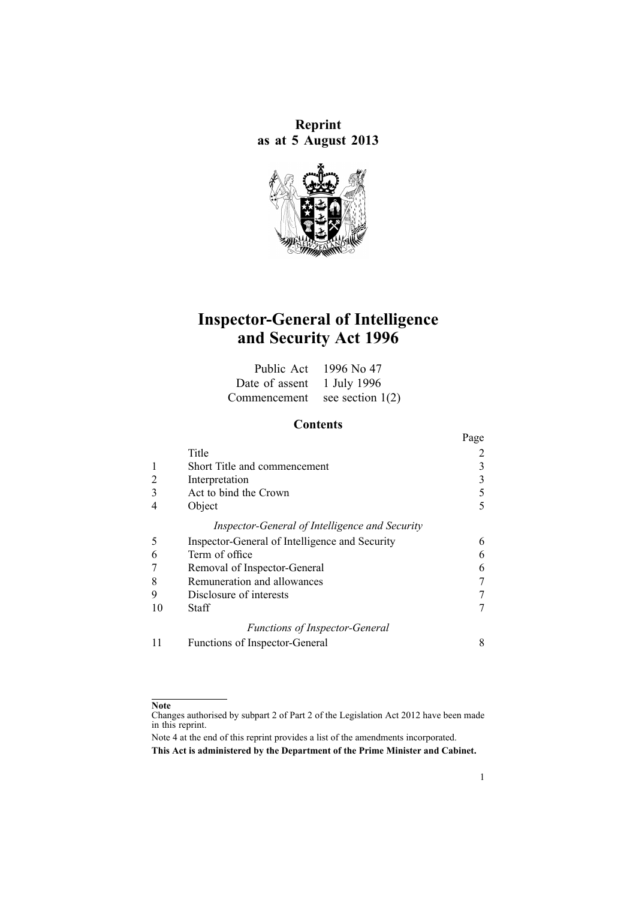**Reprint**
**as at 5 August 2013**

# Inspector-General of Intelligence and Security Act 1996

| | |
|---|---|
| Public Act | 1996 No 47 |
| Date of assent | 1 July 1996 |
| Commencement | see section 1(2) |

## Contents

| | | Page |
|---|---|---|
| | Title | 2 |
| 1 | Short Title and commencement | 3 |
| 2 | Interpretation | 3 |
| 3 | Act to bind the Crown | 5 |
| 4 | Object | 5 |
| | *Inspector-General of Intelligence and Security* | |
| 5 | Inspector-General of Intelligence and Security | 6 |
| 6 | Term of office | 6 |
| 7 | Removal of Inspector-General | 6 |
| 8 | Remuneration and allowances | 7 |
| 9 | Disclosure of interests | 7 |
| 10 | Staff | 7 |
| | *Functions of Inspector-General* | |
| 11 | Functions of Inspector-General | 8 |

**Note**

Changes authorised by subpart 2 of Part 2 of the Legislation Act 2012 have been made in this reprint.

Note 4 at the end of this reprint provides a list of the amendments incorporated.

**This Act is administered by the Department of the Prime Minister and Cabinet.**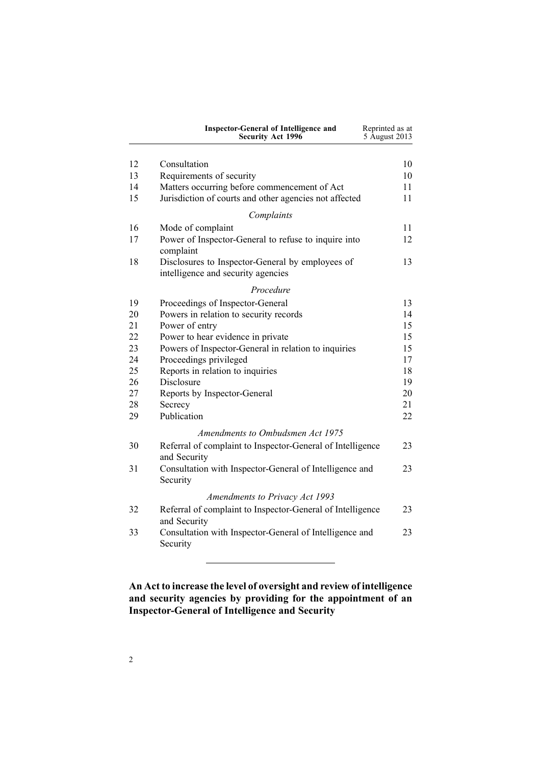| | | |
|---|---|---|
| 12 | Consultation | 10 |
| 13 | Requirements of security | 10 |
| 14 | Matters occurring before commencement of Act | 11 |
| 15 | Jurisdiction of courts and other agencies not affected | 11 |
| | *Complaints* | |
| 16 | Mode of complaint | 11 |
| 17 | Power of Inspector-General to refuse to inquire into complaint | 12 |
| 18 | Disclosures to Inspector-General by employees of intelligence and security agencies | 13 |
| | *Procedure* | |
| 19 | Proceedings of Inspector-General | 13 |
| 20 | Powers in relation to security records | 14 |
| 21 | Power of entry | 15 |
| 22 | Power to hear evidence in private | 15 |
| 23 | Powers of Inspector-General in relation to inquiries | 15 |
| 24 | Proceedings privileged | 17 |
| 25 | Reports in relation to inquiries | 18 |
| 26 | Disclosure | 19 |
| 27 | Reports by Inspector-General | 20 |
| 28 | Secrecy | 21 |
| 29 | Publication | 22 |
| | *Amendments to Ombudsmen Act 1975* | |
| 30 | Referral of complaint to Inspector-General of Intelligence and Security | 23 |
| 31 | Consultation with Inspector-General of Intelligence and Security | 23 |
| | *Amendments to Privacy Act 1993* | |
| 32 | Referral of complaint to Inspector-General of Intelligence and Security | 23 |
| 33 | Consultation with Inspector-General of Intelligence and Security | 23 |

---

**An Act to increase the level of oversight and review of intelligence and security agencies by providing for the appointment of an Inspector-General of Intelligence and Security**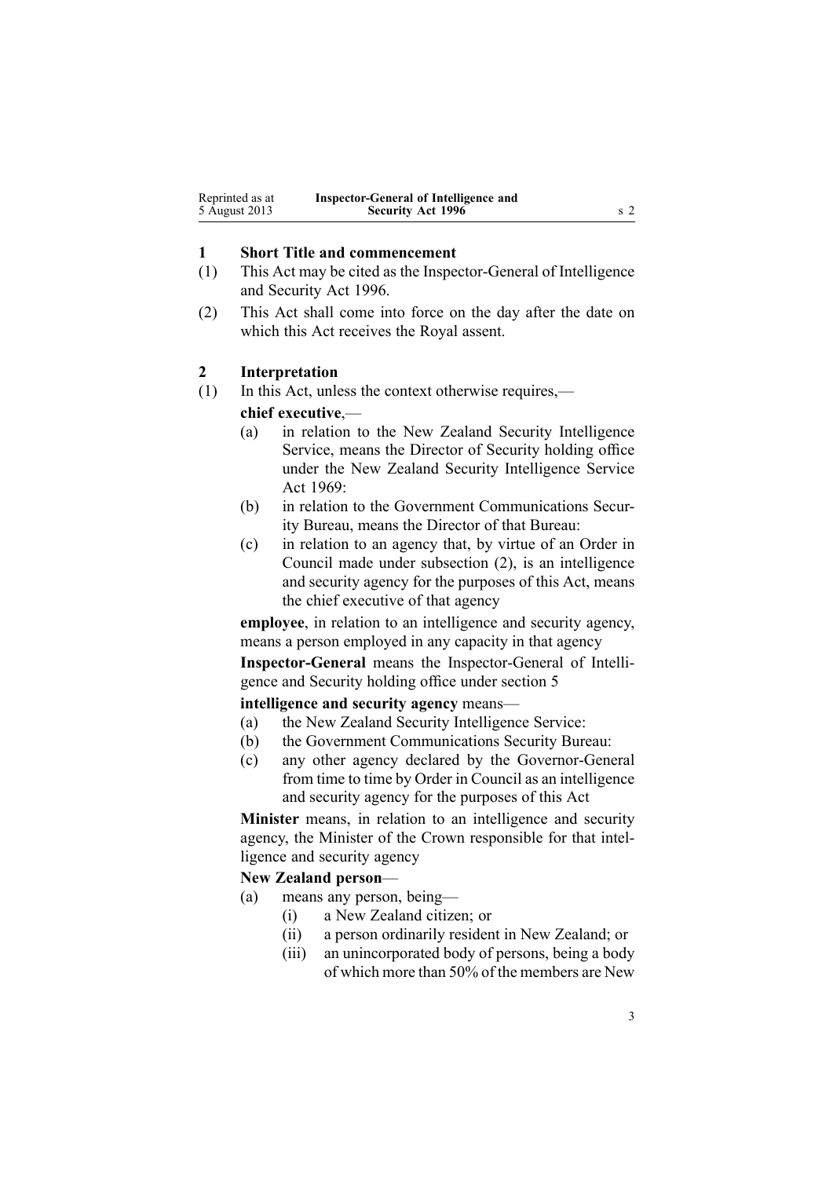## 1 Short Title and commencement

(1) This Act may be cited as the Inspector-General of Intelligence and Security Act 1996.

(2) This Act shall come into force on the day after the date on which this Act receives the Royal assent.

## 2 Interpretation

(1) In this Act, unless the context otherwise requires,—

**chief executive**,—

- (a) in relation to the New Zealand Security Intelligence Service, means the Director of Security holding office under the New Zealand Security Intelligence Service Act 1969:
- (b) in relation to the Government Communications Security Bureau, means the Director of that Bureau:
- (c) in relation to an agency that, by virtue of an Order in Council made under subsection (2), is an intelligence and security agency for the purposes of this Act, means the chief executive of that agency

**employee**, in relation to an intelligence and security agency, means a person employed in any capacity in that agency

**Inspector-General** means the Inspector-General of Intelligence and Security holding office under section 5

**intelligence and security agency** means—

- (a) the New Zealand Security Intelligence Service:
- (b) the Government Communications Security Bureau:
- (c) any other agency declared by the Governor-General from time to time by Order in Council as an intelligence and security agency for the purposes of this Act

**Minister** means, in relation to an intelligence and security agency, the Minister of the Crown responsible for that intelligence and security agency

**New Zealand person**—

- (a) means any person, being—
  - (i) a New Zealand citizen; or
  - (ii) a person ordinarily resident in New Zealand; or
  - (iii) an unincorporated body of persons, being a body of which more than 50% of the members are New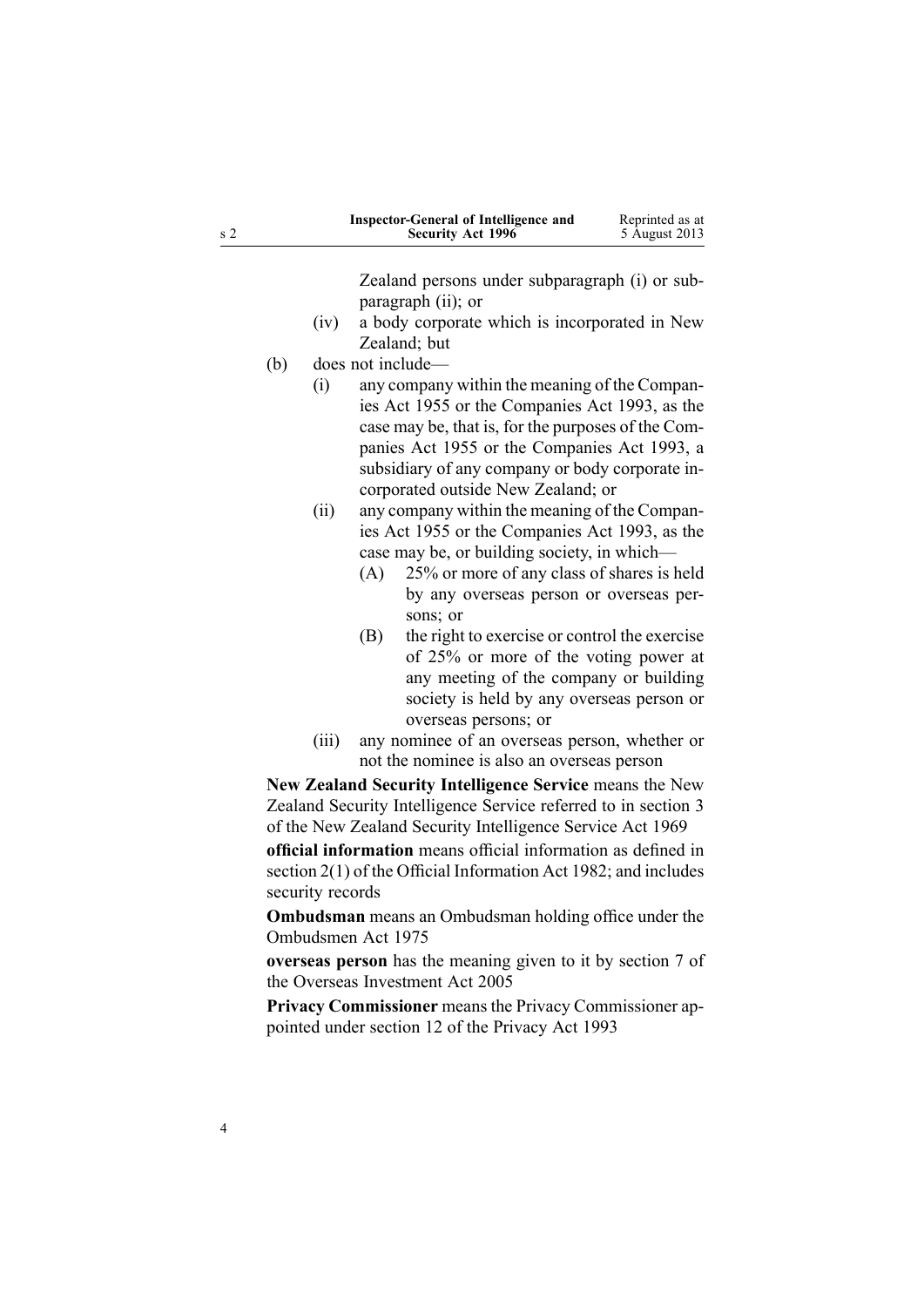Zealand persons under subparagraph (i) or subparagraph (ii); or

   (iv) a body corporate which is incorporated in New Zealand; but

(b) does not include—

   (i) any company within the meaning of the Companies Act 1955 or the Companies Act 1993, as the case may be, that is, for the purposes of the Companies Act 1955 or the Companies Act 1993, a subsidiary of any company or body corporate incorporated outside New Zealand; or

   (ii) any company within the meaning of the Companies Act 1955 or the Companies Act 1993, as the case may be, or building society, in which—

      (A) 25% or more of any class of shares is held by any overseas person or overseas persons; or

      (B) the right to exercise or control the exercise of 25% or more of the voting power at any meeting of the company or building society is held by any overseas person or overseas persons; or

   (iii) any nominee of an overseas person, whether or not the nominee is also an overseas person

**New Zealand Security Intelligence Service** means the New Zealand Security Intelligence Service referred to in section 3 of the New Zealand Security Intelligence Service Act 1969

**official information** means official information as defined in section 2(1) of the Official Information Act 1982; and includes security records

**Ombudsman** means an Ombudsman holding office under the Ombudsmen Act 1975

**overseas person** has the meaning given to it by section 7 of the Overseas Investment Act 2005

**Privacy Commissioner** means the Privacy Commissioner appointed under section 12 of the Privacy Act 1993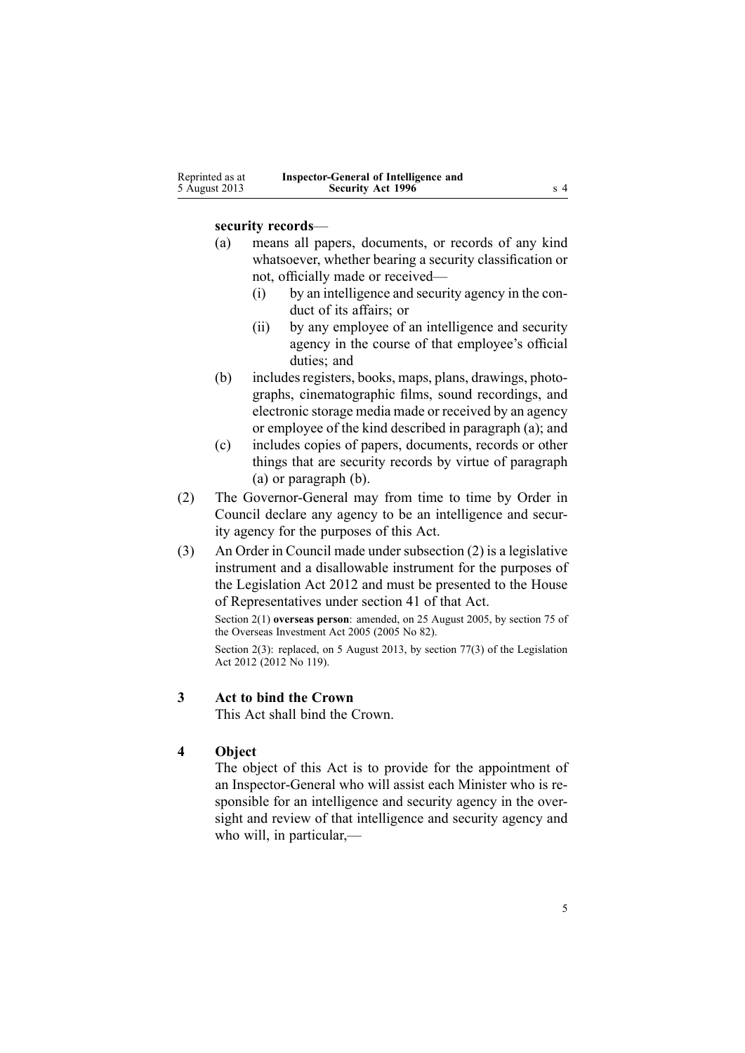**security records**—

(a) means all papers, documents, or records of any kind whatsoever, whether bearing a security classification or not, officially made or received—

  (i) by an intelligence and security agency in the conduct of its affairs; or

  (ii) by any employee of an intelligence and security agency in the course of that employee's official duties; and

(b) includes registers, books, maps, plans, drawings, photographs, cinematographic films, sound recordings, and electronic storage media made or received by an agency or employee of the kind described in paragraph (a); and

(c) includes copies of papers, documents, records or other things that are security records by virtue of paragraph (a) or paragraph (b).

(2) The Governor-General may from time to time by Order in Council declare any agency to be an intelligence and security agency for the purposes of this Act.

(3) An Order in Council made under subsection (2) is a legislative instrument and a disallowable instrument for the purposes of the Legislation Act 2012 and must be presented to the House of Representatives under section 41 of that Act.

Section 2(1) **overseas person**: amended, on 25 August 2005, by section 75 of the Overseas Investment Act 2005 (2005 No 82).

Section 2(3): replaced, on 5 August 2013, by section 77(3) of the Legislation Act 2012 (2012 No 119).

### 3 Act to bind the Crown

This Act shall bind the Crown.

### 4 Object

The object of this Act is to provide for the appointment of an Inspector-General who will assist each Minister who is responsible for an intelligence and security agency in the oversight and review of that intelligence and security agency and who will, in particular,—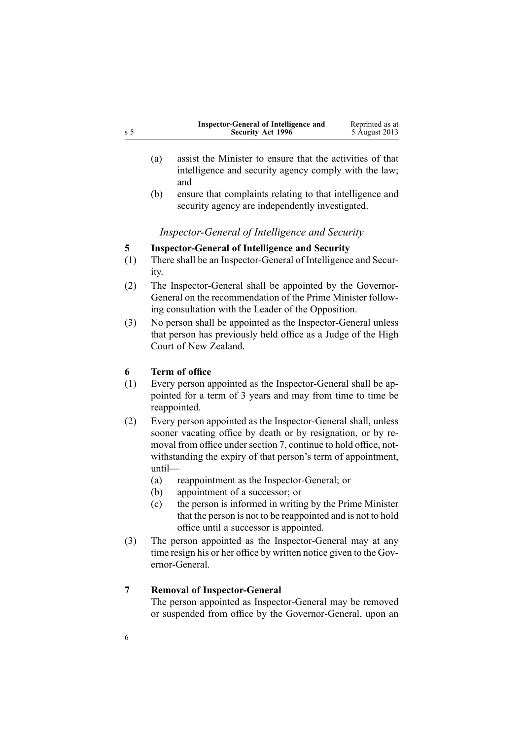(a) assist the Minister to ensure that the activities of that intelligence and security agency comply with the law; and

(b) ensure that complaints relating to that intelligence and security agency are independently investigated.

*Inspector-General of Intelligence and Security*

**5 Inspector-General of Intelligence and Security**

(1) There shall be an Inspector-General of Intelligence and Security.

(2) The Inspector-General shall be appointed by the Governor-General on the recommendation of the Prime Minister following consultation with the Leader of the Opposition.

(3) No person shall be appointed as the Inspector-General unless that person has previously held office as a Judge of the High Court of New Zealand.

**6 Term of office**

(1) Every person appointed as the Inspector-General shall be appointed for a term of 3 years and may from time to time be reappointed.

(2) Every person appointed as the Inspector-General shall, unless sooner vacating office by death or by resignation, or by removal from office under section 7, continue to hold office, notwithstanding the expiry of that person's term of appointment, until—

(a) reappointment as the Inspector-General; or

(b) appointment of a successor; or

(c) the person is informed in writing by the Prime Minister that the person is not to be reappointed and is not to hold office until a successor is appointed.

(3) The person appointed as the Inspector-General may at any time resign his or her office by written notice given to the Governor-General.

**7 Removal of Inspector-General**

The person appointed as Inspector-General may be removed or suspended from office by the Governor-General, upon an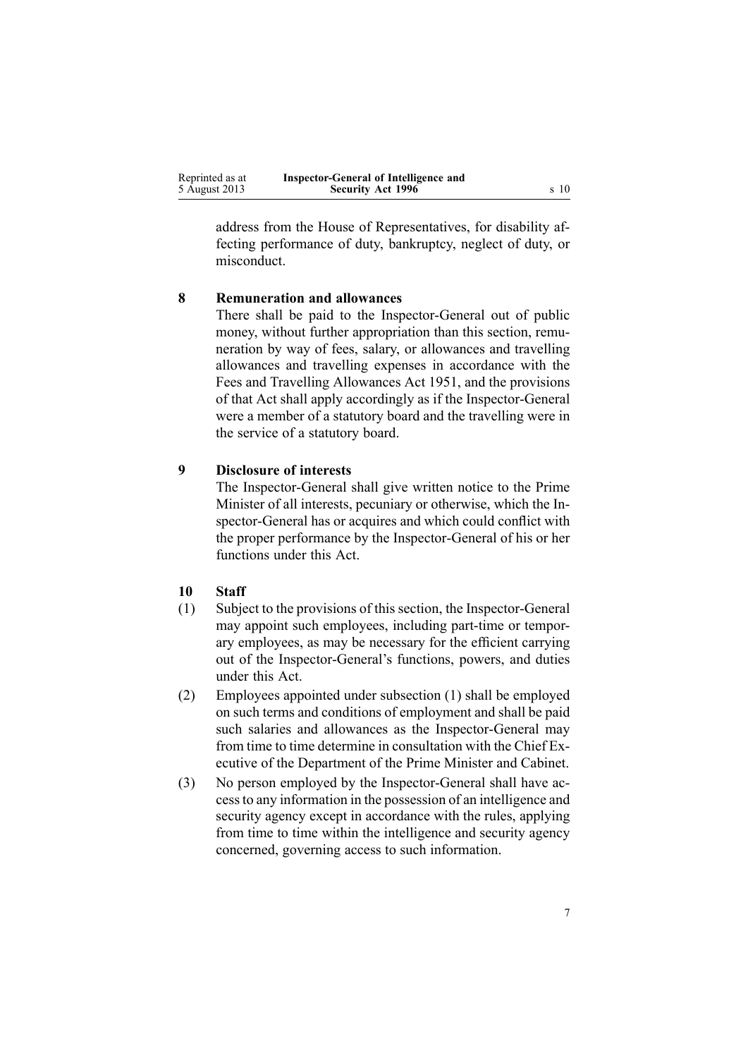address from the House of Representatives, for disability affecting performance of duty, bankruptcy, neglect of duty, or misconduct.

### 8 Remuneration and allowances

There shall be paid to the Inspector-General out of public money, without further appropriation than this section, remuneration by way of fees, salary, or allowances and travelling allowances and travelling expenses in accordance with the Fees and Travelling Allowances Act 1951, and the provisions of that Act shall apply accordingly as if the Inspector-General were a member of a statutory board and the travelling were in the service of a statutory board.

### 9 Disclosure of interests

The Inspector-General shall give written notice to the Prime Minister of all interests, pecuniary or otherwise, which the Inspector-General has or acquires and which could conflict with the proper performance by the Inspector-General of his or her functions under this Act.

### 10 Staff

(1) Subject to the provisions of this section, the Inspector-General may appoint such employees, including part-time or temporary employees, as may be necessary for the efficient carrying out of the Inspector-General's functions, powers, and duties under this Act.

(2) Employees appointed under subsection (1) shall be employed on such terms and conditions of employment and shall be paid such salaries and allowances as the Inspector-General may from time to time determine in consultation with the Chief Executive of the Department of the Prime Minister and Cabinet.

(3) No person employed by the Inspector-General shall have access to any information in the possession of an intelligence and security agency except in accordance with the rules, applying from time to time within the intelligence and security agency concerned, governing access to such information.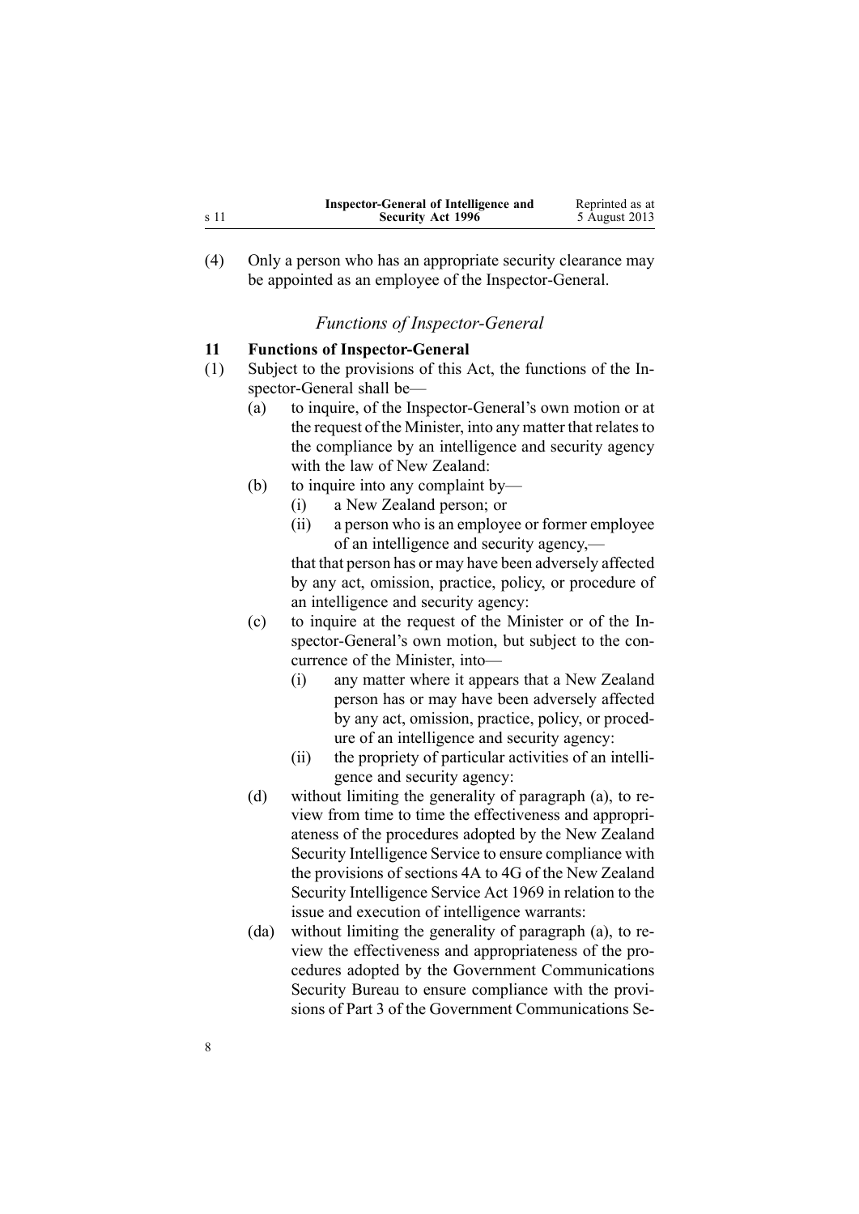(4) Only a person who has an appropriate security clearance may be appointed as an employee of the Inspector-General.

### *Functions of Inspector-General*

**11 Functions of Inspector-General**

(1) Subject to the provisions of this Act, the functions of the Inspector-General shall be—

- (a) to inquire, of the Inspector-General's own motion or at the request of the Minister, into any matter that relates to the compliance by an intelligence and security agency with the law of New Zealand:
- (b) to inquire into any complaint by—
  - (i) a New Zealand person; or
  - (ii) a person who is an employee or former employee of an intelligence and security agency,—

  that that person has or may have been adversely affected by any act, omission, practice, policy, or procedure of an intelligence and security agency:
- (c) to inquire at the request of the Minister or of the Inspector-General's own motion, but subject to the concurrence of the Minister, into—
  - (i) any matter where it appears that a New Zealand person has or may have been adversely affected by any act, omission, practice, policy, or procedure of an intelligence and security agency:
  - (ii) the propriety of particular activities of an intelligence and security agency:
- (d) without limiting the generality of paragraph (a), to review from time to time the effectiveness and appropriateness of the procedures adopted by the New Zealand Security Intelligence Service to ensure compliance with the provisions of sections 4A to 4G of the New Zealand Security Intelligence Service Act 1969 in relation to the issue and execution of intelligence warrants:
- (da) without limiting the generality of paragraph (a), to review the effectiveness and appropriateness of the procedures adopted by the Government Communications Security Bureau to ensure compliance with the provisions of Part 3 of the Government Communications Se-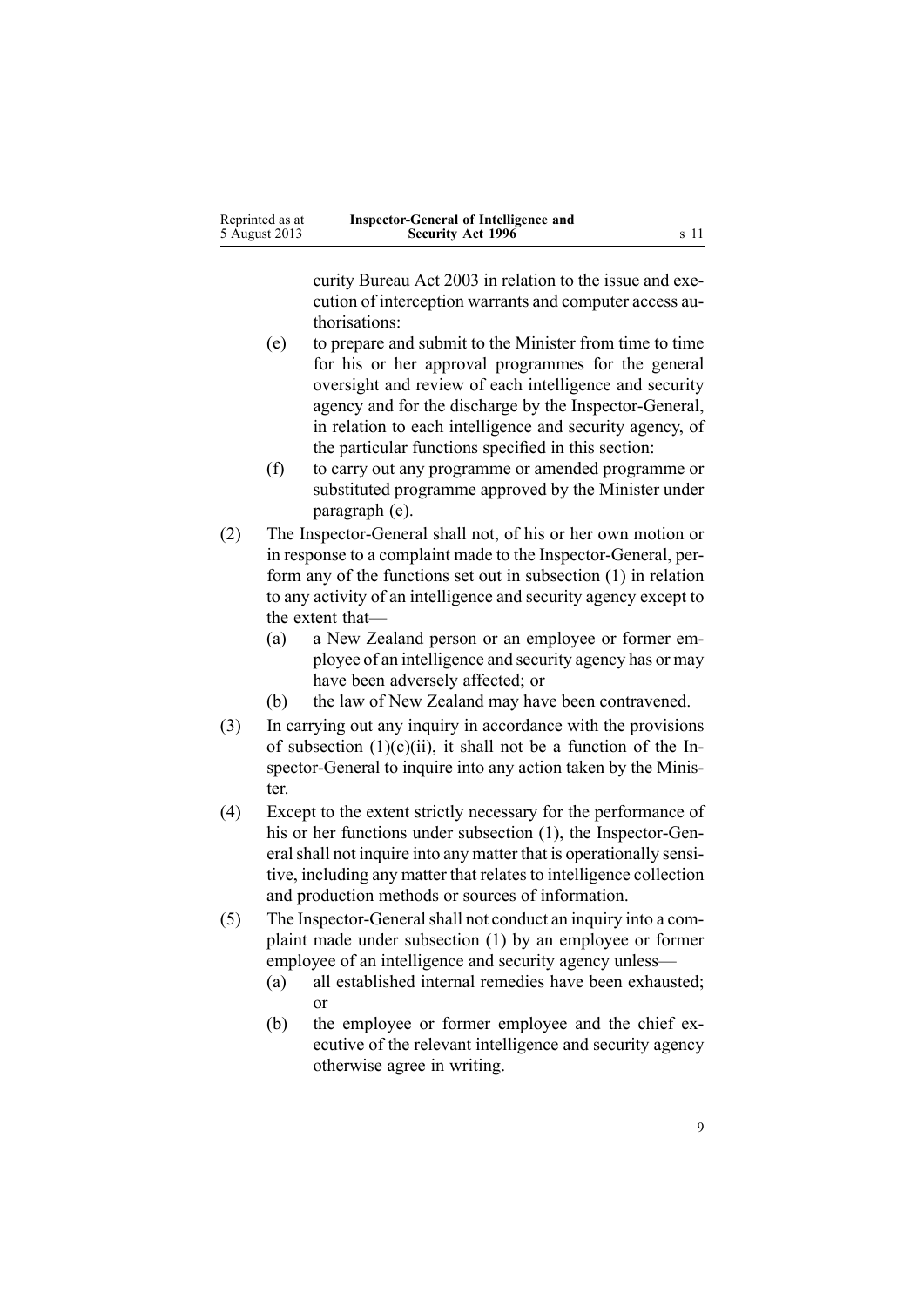curity Bureau Act 2003 in relation to the issue and execution of interception warrants and computer access authorisations:

(e) to prepare and submit to the Minister from time to time for his or her approval programmes for the general oversight and review of each intelligence and security agency and for the discharge by the Inspector-General, in relation to each intelligence and security agency, of the particular functions specified in this section:

(f) to carry out any programme or amended programme or substituted programme approved by the Minister under paragraph (e).

(2) The Inspector-General shall not, of his or her own motion or in response to a complaint made to the Inspector-General, perform any of the functions set out in subsection (1) in relation to any activity of an intelligence and security agency except to the extent that—

(a) a New Zealand person or an employee or former employee of an intelligence and security agency has or may have been adversely affected; or

(b) the law of New Zealand may have been contravened.

(3) In carrying out any inquiry in accordance with the provisions of subsection (1)(c)(ii), it shall not be a function of the Inspector-General to inquire into any action taken by the Minister.

(4) Except to the extent strictly necessary for the performance of his or her functions under subsection (1), the Inspector-General shall not inquire into any matter that is operationally sensitive, including any matter that relates to intelligence collection and production methods or sources of information.

(5) The Inspector-General shall not conduct an inquiry into a complaint made under subsection (1) by an employee or former employee of an intelligence and security agency unless—

(a) all established internal remedies have been exhausted; or

(b) the employee or former employee and the chief executive of the relevant intelligence and security agency otherwise agree in writing.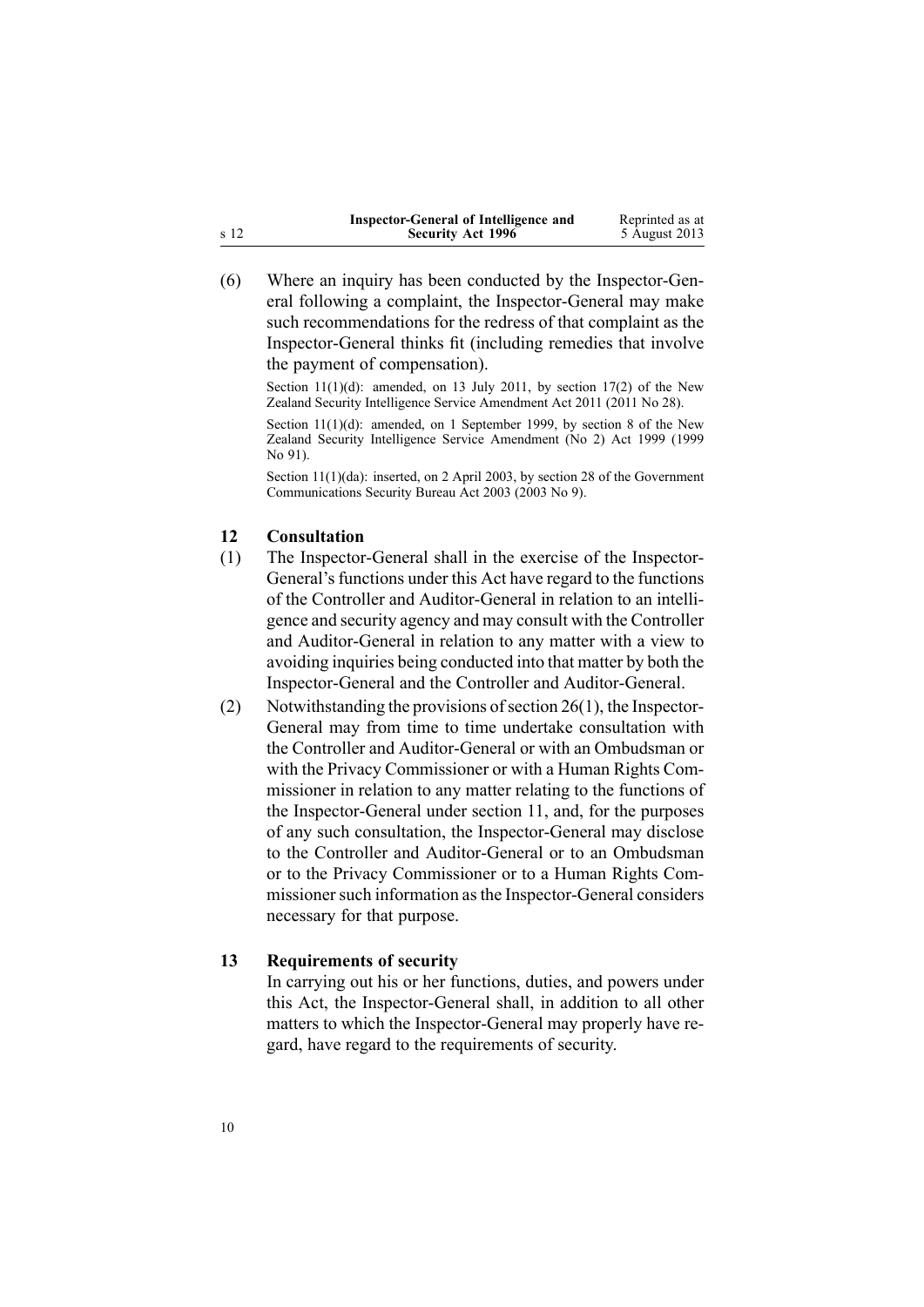(6) Where an inquiry has been conducted by the Inspector-General following a complaint, the Inspector-General may make such recommendations for the redress of that complaint as the Inspector-General thinks fit (including remedies that involve the payment of compensation).

Section 11(1)(d): amended, on 13 July 2011, by section 17(2) of the New Zealand Security Intelligence Service Amendment Act 2011 (2011 No 28).

Section 11(1)(d): amended, on 1 September 1999, by section 8 of the New Zealand Security Intelligence Service Amendment (No 2) Act 1999 (1999 No 91).

Section 11(1)(da): inserted, on 2 April 2003, by section 28 of the Government Communications Security Bureau Act 2003 (2003 No 9).

## 12 Consultation

(1) The Inspector-General shall in the exercise of the Inspector-General's functions under this Act have regard to the functions of the Controller and Auditor-General in relation to an intelligence and security agency and may consult with the Controller and Auditor-General in relation to any matter with a view to avoiding inquiries being conducted into that matter by both the Inspector-General and the Controller and Auditor-General.

(2) Notwithstanding the provisions of section 26(1), the Inspector-General may from time to time undertake consultation with the Controller and Auditor-General or with an Ombudsman or with the Privacy Commissioner or with a Human Rights Commissioner in relation to any matter relating to the functions of the Inspector-General under section 11, and, for the purposes of any such consultation, the Inspector-General may disclose to the Controller and Auditor-General or to an Ombudsman or to the Privacy Commissioner or to a Human Rights Commissioner such information as the Inspector-General considers necessary for that purpose.

## 13 Requirements of security

In carrying out his or her functions, duties, and powers under this Act, the Inspector-General shall, in addition to all other matters to which the Inspector-General may properly have regard, have regard to the requirements of security.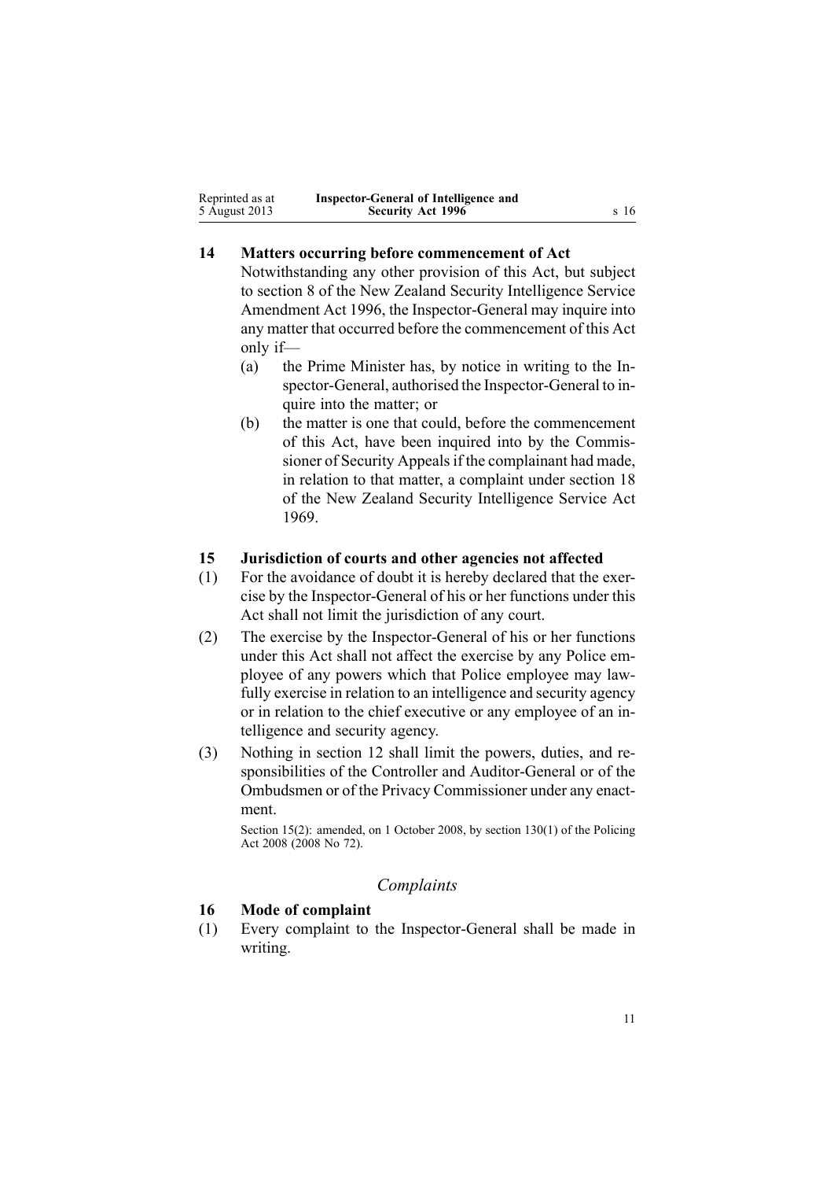## 14 Matters occurring before commencement of Act

Notwithstanding any other provision of this Act, but subject to section 8 of the New Zealand Security Intelligence Service Amendment Act 1996, the Inspector-General may inquire into any matter that occurred before the commencement of this Act only if—

(a) the Prime Minister has, by notice in writing to the Inspector-General, authorised the Inspector-General to inquire into the matter; or

(b) the matter is one that could, before the commencement of this Act, have been inquired into by the Commissioner of Security Appeals if the complainant had made, in relation to that matter, a complaint under section 18 of the New Zealand Security Intelligence Service Act 1969.

## 15 Jurisdiction of courts and other agencies not affected

(1) For the avoidance of doubt it is hereby declared that the exercise by the Inspector-General of his or her functions under this Act shall not limit the jurisdiction of any court.

(2) The exercise by the Inspector-General of his or her functions under this Act shall not affect the exercise by any Police employee of any powers which that Police employee may lawfully exercise in relation to an intelligence and security agency or in relation to the chief executive or any employee of an intelligence and security agency.

(3) Nothing in section 12 shall limit the powers, duties, and responsibilities of the Controller and Auditor-General or of the Ombudsmen or of the Privacy Commissioner under any enactment.

Section 15(2): amended, on 1 October 2008, by section 130(1) of the Policing Act 2008 (2008 No 72).

### *Complaints*

## 16 Mode of complaint

(1) Every complaint to the Inspector-General shall be made in writing.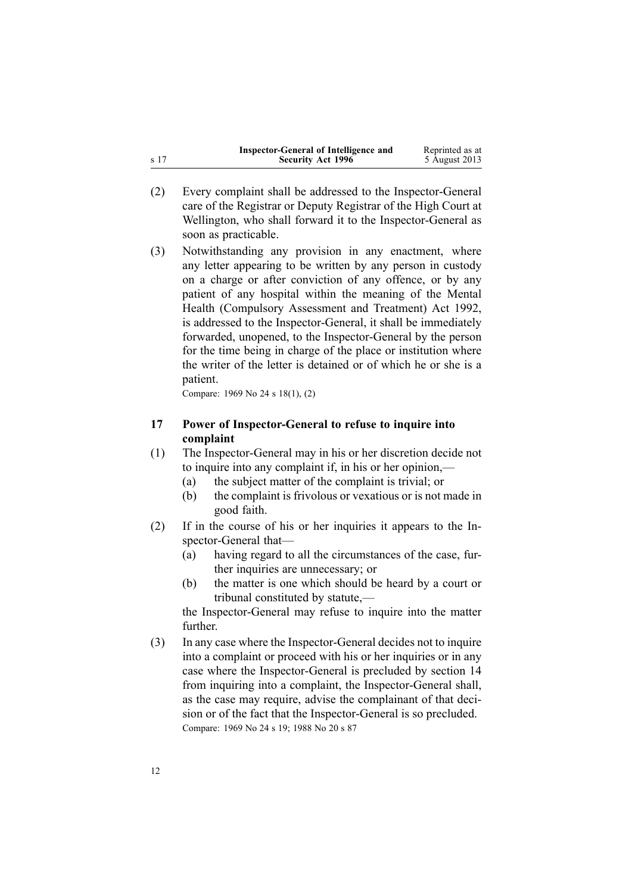(2) Every complaint shall be addressed to the Inspector-General care of the Registrar or Deputy Registrar of the High Court at Wellington, who shall forward it to the Inspector-General as soon as practicable.

(3) Notwithstanding any provision in any enactment, where any letter appearing to be written by any person in custody on a charge or after conviction of any offence, or by any patient of any hospital within the meaning of the Mental Health (Compulsory Assessment and Treatment) Act 1992, is addressed to the Inspector-General, it shall be immediately forwarded, unopened, to the Inspector-General by the person for the time being in charge of the place or institution where the writer of the letter is detained or of which he or she is a patient.

Compare: 1969 No 24 s 18(1), (2)

### 17 Power of Inspector-General to refuse to inquire into complaint

(1) The Inspector-General may in his or her discretion decide not to inquire into any complaint if, in his or her opinion,—

- (a) the subject matter of the complaint is trivial; or
- (b) the complaint is frivolous or vexatious or is not made in good faith.

(2) If in the course of his or her inquiries it appears to the Inspector-General that—

- (a) having regard to all the circumstances of the case, further inquiries are unnecessary; or
- (b) the matter is one which should be heard by a court or tribunal constituted by statute,—

the Inspector-General may refuse to inquire into the matter further.

(3) In any case where the Inspector-General decides not to inquire into a complaint or proceed with his or her inquiries or in any case where the Inspector-General is precluded by section 14 from inquiring into a complaint, the Inspector-General shall, as the case may require, advise the complainant of that decision or of the fact that the Inspector-General is so precluded.

Compare: 1969 No 24 s 19; 1988 No 20 s 87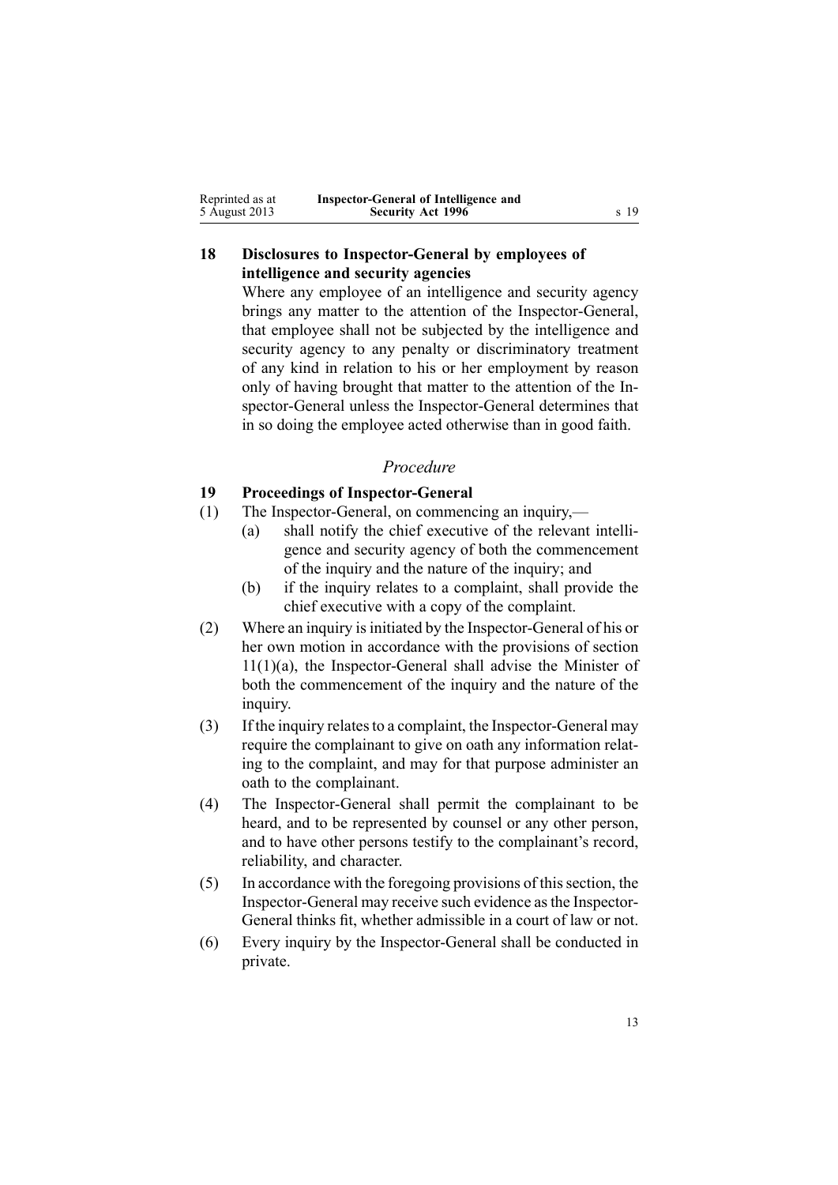## 18 Disclosures to Inspector-General by employees of intelligence and security agencies

Where any employee of an intelligence and security agency brings any matter to the attention of the Inspector-General, that employee shall not be subjected by the intelligence and security agency to any penalty or discriminatory treatment of any kind in relation to his or her employment by reason only of having brought that matter to the attention of the Inspector-General unless the Inspector-General determines that in so doing the employee acted otherwise than in good faith.

### *Procedure*

## 19 Proceedings of Inspector-General

(1) The Inspector-General, on commencing an inquiry,—

- (a) shall notify the chief executive of the relevant intelligence and security agency of both the commencement of the inquiry and the nature of the inquiry; and
- (b) if the inquiry relates to a complaint, shall provide the chief executive with a copy of the complaint.

(2) Where an inquiry is initiated by the Inspector-General of his or her own motion in accordance with the provisions of section 11(1)(a), the Inspector-General shall advise the Minister of both the commencement of the inquiry and the nature of the inquiry.

(3) If the inquiry relates to a complaint, the Inspector-General may require the complainant to give on oath any information relating to the complaint, and may for that purpose administer an oath to the complainant.

(4) The Inspector-General shall permit the complainant to be heard, and to be represented by counsel or any other person, and to have other persons testify to the complainant's record, reliability, and character.

(5) In accordance with the foregoing provisions of this section, the Inspector-General may receive such evidence as the Inspector-General thinks fit, whether admissible in a court of law or not.

(6) Every inquiry by the Inspector-General shall be conducted in private.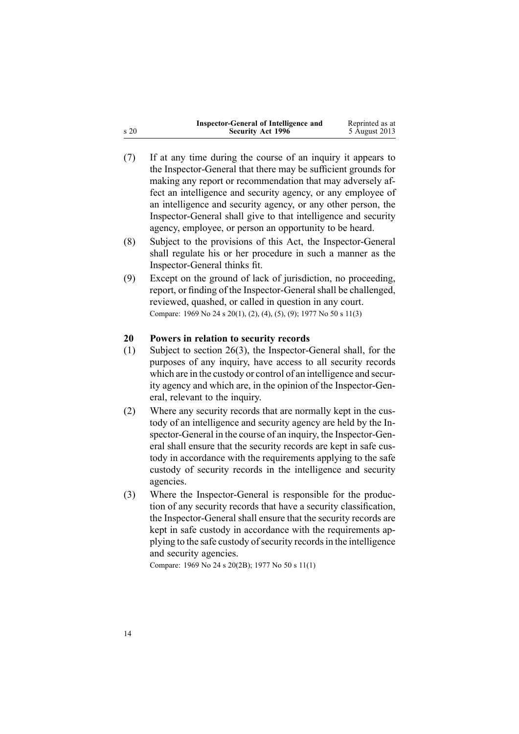(7) If at any time during the course of an inquiry it appears to the Inspector-General that there may be sufficient grounds for making any report or recommendation that may adversely affect an intelligence and security agency, or any employee of an intelligence and security agency, or any other person, the Inspector-General shall give to that intelligence and security agency, employee, or person an opportunity to be heard.

(8) Subject to the provisions of this Act, the Inspector-General shall regulate his or her procedure in such a manner as the Inspector-General thinks fit.

(9) Except on the ground of lack of jurisdiction, no proceeding, report, or finding of the Inspector-General shall be challenged, reviewed, quashed, or called in question in any court.

Compare: 1969 No 24 s 20(1), (2), (4), (5), (9); 1977 No 50 s 11(3)

### 20 Powers in relation to security records

(1) Subject to section 26(3), the Inspector-General shall, for the purposes of any inquiry, have access to all security records which are in the custody or control of an intelligence and security agency and which are, in the opinion of the Inspector-General, relevant to the inquiry.

(2) Where any security records that are normally kept in the custody of an intelligence and security agency are held by the Inspector-General in the course of an inquiry, the Inspector-General shall ensure that the security records are kept in safe custody in accordance with the requirements applying to the safe custody of security records in the intelligence and security agencies.

(3) Where the Inspector-General is responsible for the production of any security records that have a security classification, the Inspector-General shall ensure that the security records are kept in safe custody in accordance with the requirements applying to the safe custody of security records in the intelligence and security agencies.

Compare: 1969 No 24 s 20(2B); 1977 No 50 s 11(1)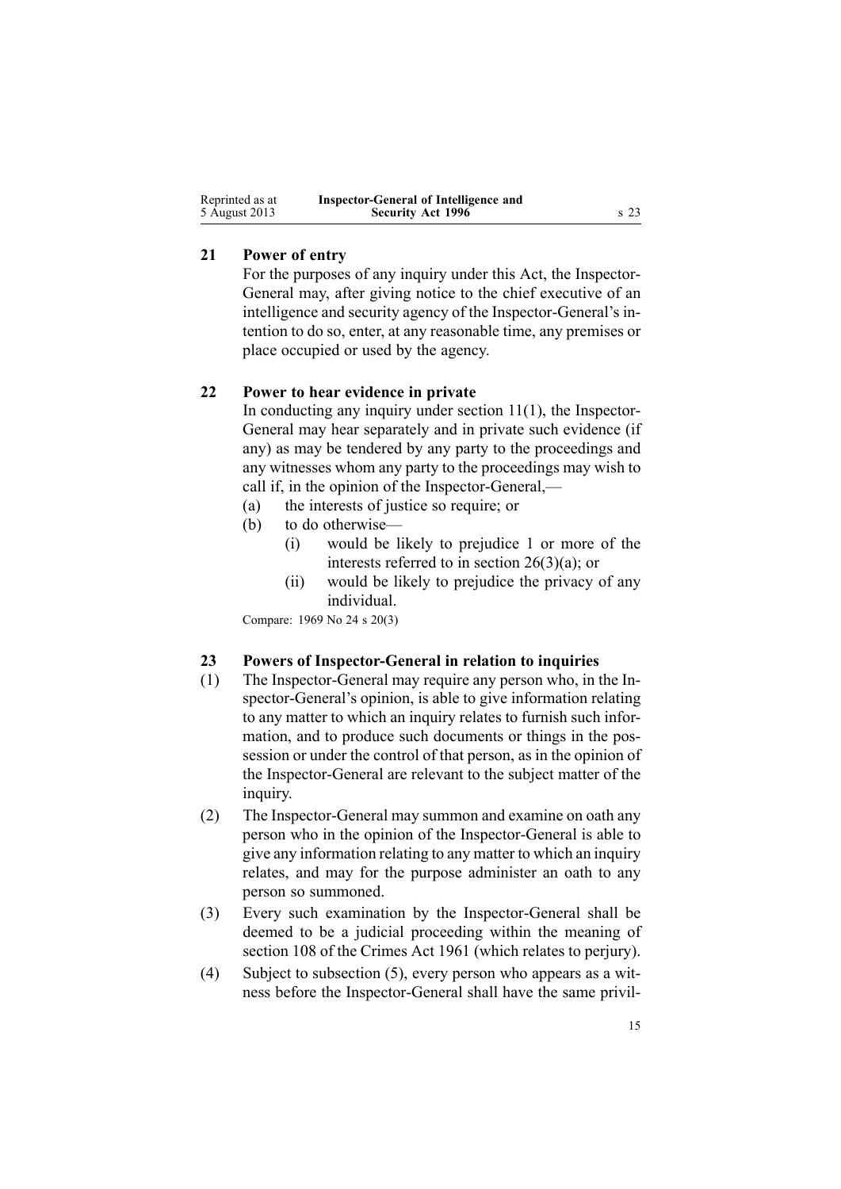## 21 Power of entry

For the purposes of any inquiry under this Act, the Inspector-General may, after giving notice to the chief executive of an intelligence and security agency of the Inspector-General's intention to do so, enter, at any reasonable time, any premises or place occupied or used by the agency.

## 22 Power to hear evidence in private

In conducting any inquiry under section 11(1), the Inspector-General may hear separately and in private such evidence (if any) as may be tendered by any party to the proceedings and any witnesses whom any party to the proceedings may wish to call if, in the opinion of the Inspector-General,—

(a) the interests of justice so require; or

(b) to do otherwise—

  (i) would be likely to prejudice 1 or more of the interests referred to in section 26(3)(a); or

  (ii) would be likely to prejudice the privacy of any individual.

Compare: 1969 No 24 s 20(3)

## 23 Powers of Inspector-General in relation to inquiries

(1) The Inspector-General may require any person who, in the Inspector-General's opinion, is able to give information relating to any matter to which an inquiry relates to furnish such information, and to produce such documents or things in the possession or under the control of that person, as in the opinion of the Inspector-General are relevant to the subject matter of the inquiry.

(2) The Inspector-General may summon and examine on oath any person who in the opinion of the Inspector-General is able to give any information relating to any matter to which an inquiry relates, and may for the purpose administer an oath to any person so summoned.

(3) Every such examination by the Inspector-General shall be deemed to be a judicial proceeding within the meaning of section 108 of the Crimes Act 1961 (which relates to perjury).

(4) Subject to subsection (5), every person who appears as a witness before the Inspector-General shall have the same privil-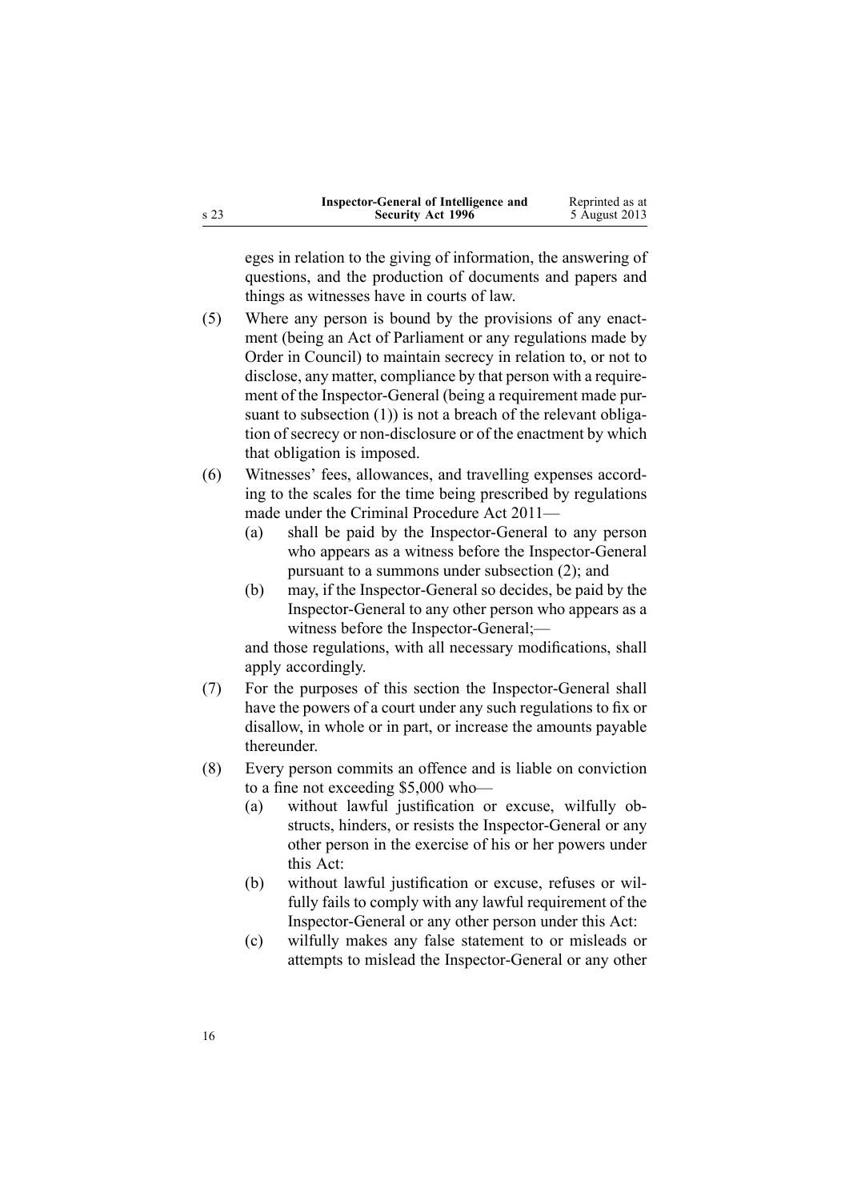eges in relation to the giving of information, the answering of questions, and the production of documents and papers and things as witnesses have in courts of law.

(5) Where any person is bound by the provisions of any enactment (being an Act of Parliament or any regulations made by Order in Council) to maintain secrecy in relation to, or not to disclose, any matter, compliance by that person with a requirement of the Inspector-General (being a requirement made pursuant to subsection (1)) is not a breach of the relevant obligation of secrecy or non-disclosure or of the enactment by which that obligation is imposed.

(6) Witnesses' fees, allowances, and travelling expenses according to the scales for the time being prescribed by regulations made under the Criminal Procedure Act 2011—

- (a) shall be paid by the Inspector-General to any person who appears as a witness before the Inspector-General pursuant to a summons under subsection (2); and
- (b) may, if the Inspector-General so decides, be paid by the Inspector-General to any other person who appears as a witness before the Inspector-General;—

and those regulations, with all necessary modifications, shall apply accordingly.

(7) For the purposes of this section the Inspector-General shall have the powers of a court under any such regulations to fix or disallow, in whole or in part, or increase the amounts payable thereunder.

(8) Every person commits an offence and is liable on conviction to a fine not exceeding $5,000 who—

- (a) without lawful justification or excuse, wilfully obstructs, hinders, or resists the Inspector-General or any other person in the exercise of his or her powers under this Act:
- (b) without lawful justification or excuse, refuses or wilfully fails to comply with any lawful requirement of the Inspector-General or any other person under this Act:
- (c) wilfully makes any false statement to or misleads or attempts to mislead the Inspector-General or any other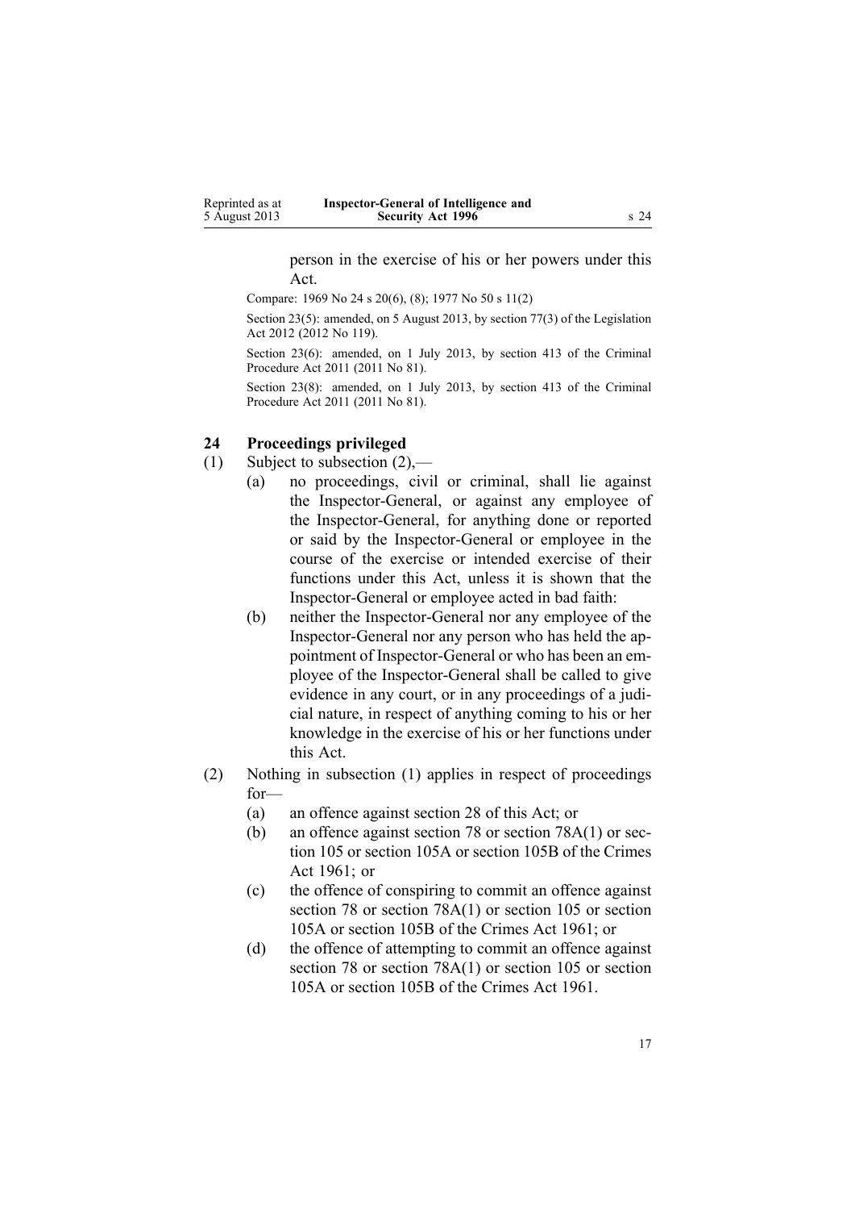person in the exercise of his or her powers under this Act.

Compare: 1969 No 24 s 20(6), (8); 1977 No 50 s 11(2)

Section 23(5): amended, on 5 August 2013, by section 77(3) of the Legislation Act 2012 (2012 No 119).

Section 23(6): amended, on 1 July 2013, by section 413 of the Criminal Procedure Act 2011 (2011 No 81).

Section 23(8): amended, on 1 July 2013, by section 413 of the Criminal Procedure Act 2011 (2011 No 81).

### 24 Proceedings privileged

(1) Subject to subsection (2),—

- (a) no proceedings, civil or criminal, shall lie against the Inspector-General, or against any employee of the Inspector-General, for anything done or reported or said by the Inspector-General or employee in the course of the exercise or intended exercise of their functions under this Act, unless it is shown that the Inspector-General or employee acted in bad faith:
- (b) neither the Inspector-General nor any employee of the Inspector-General nor any person who has held the appointment of Inspector-General or who has been an employee of the Inspector-General shall be called to give evidence in any court, or in any proceedings of a judicial nature, in respect of anything coming to his or her knowledge in the exercise of his or her functions under this Act.

(2) Nothing in subsection (1) applies in respect of proceedings for—

- (a) an offence against section 28 of this Act; or
- (b) an offence against section 78 or section 78A(1) or section 105 or section 105A or section 105B of the Crimes Act 1961; or
- (c) the offence of conspiring to commit an offence against section 78 or section 78A(1) or section 105 or section 105A or section 105B of the Crimes Act 1961; or
- (d) the offence of attempting to commit an offence against section 78 or section 78A(1) or section 105 or section 105A or section 105B of the Crimes Act 1961.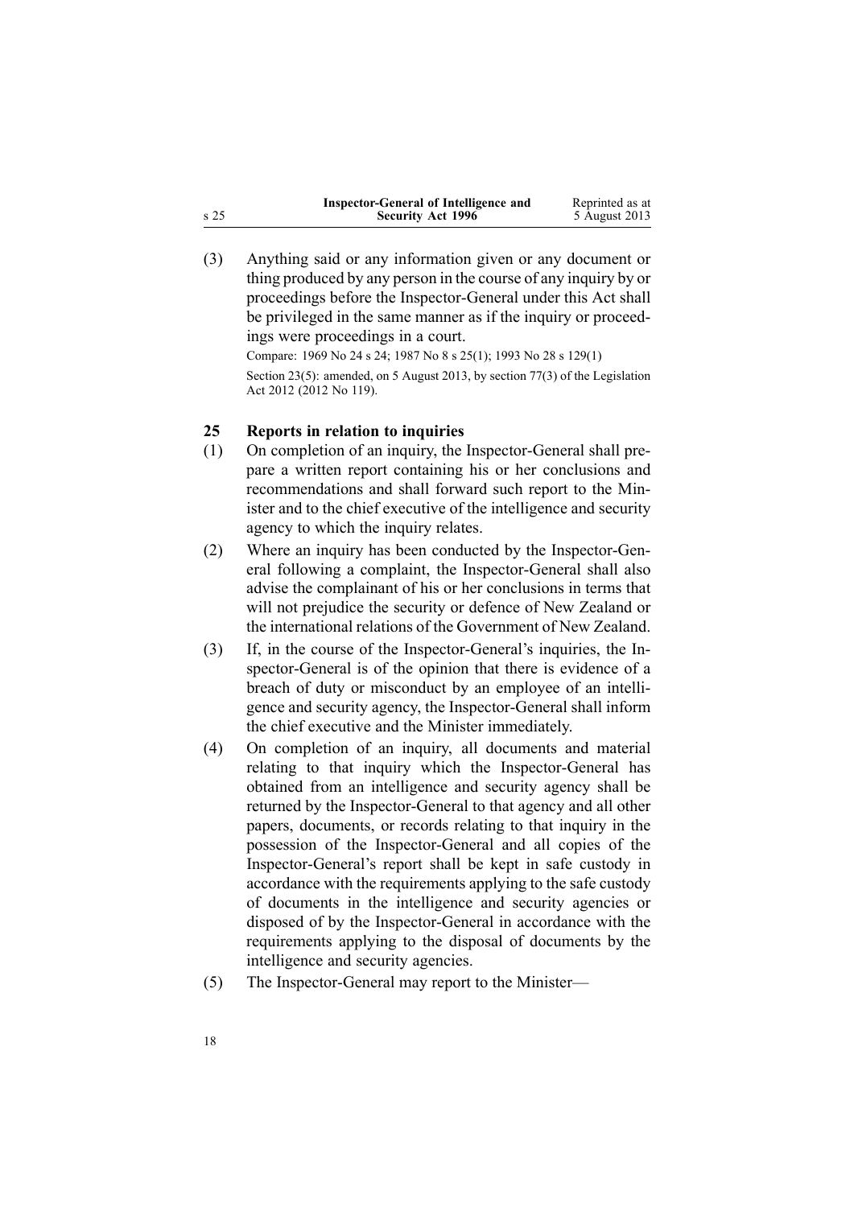(3) Anything said or any information given or any document or thing produced by any person in the course of any inquiry by or proceedings before the Inspector-General under this Act shall be privileged in the same manner as if the inquiry or proceedings were proceedings in a court.

Compare: 1969 No 24 s 24; 1987 No 8 s 25(1); 1993 No 28 s 129(1)

Section 23(5): amended, on 5 August 2013, by section 77(3) of the Legislation Act 2012 (2012 No 119).

### 25 Reports in relation to inquiries

(1) On completion of an inquiry, the Inspector-General shall prepare a written report containing his or her conclusions and recommendations and shall forward such report to the Minister and to the chief executive of the intelligence and security agency to which the inquiry relates.

(2) Where an inquiry has been conducted by the Inspector-General following a complaint, the Inspector-General shall also advise the complainant of his or her conclusions in terms that will not prejudice the security or defence of New Zealand or the international relations of the Government of New Zealand.

(3) If, in the course of the Inspector-General's inquiries, the Inspector-General is of the opinion that there is evidence of a breach of duty or misconduct by an employee of an intelligence and security agency, the Inspector-General shall inform the chief executive and the Minister immediately.

(4) On completion of an inquiry, all documents and material relating to that inquiry which the Inspector-General has obtained from an intelligence and security agency shall be returned by the Inspector-General to that agency and all other papers, documents, or records relating to that inquiry in the possession of the Inspector-General and all copies of the Inspector-General's report shall be kept in safe custody in accordance with the requirements applying to the safe custody of documents in the intelligence and security agencies or disposed of by the Inspector-General in accordance with the requirements applying to the disposal of documents by the intelligence and security agencies.

(5) The Inspector-General may report to the Minister—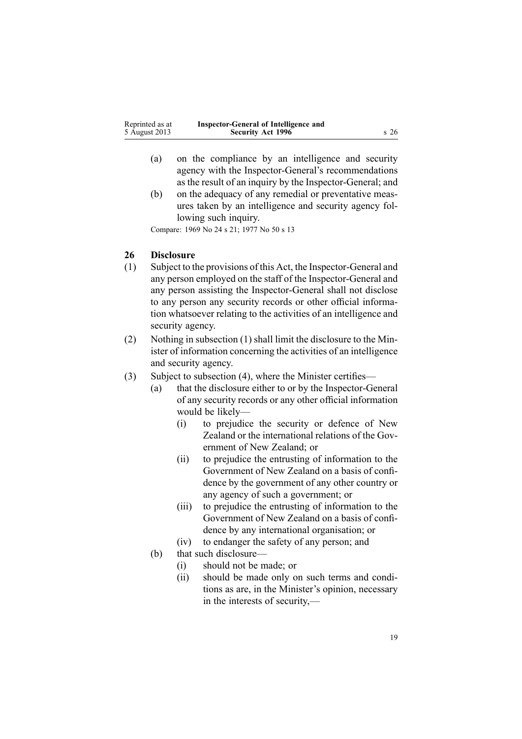(a) on the compliance by an intelligence and security agency with the Inspector-General's recommendations as the result of an inquiry by the Inspector-General; and

(b) on the adequacy of any remedial or preventative measures taken by an intelligence and security agency following such inquiry.

Compare: 1969 No 24 s 21; 1977 No 50 s 13

### 26 Disclosure

(1) Subject to the provisions of this Act, the Inspector-General and any person employed on the staff of the Inspector-General and any person assisting the Inspector-General shall not disclose to any person any security records or other official information whatsoever relating to the activities of an intelligence and security agency.

(2) Nothing in subsection (1) shall limit the disclosure to the Minister of information concerning the activities of an intelligence and security agency.

(3) Subject to subsection (4), where the Minister certifies—

- (a) that the disclosure either to or by the Inspector-General of any security records or any other official information would be likely—
  - (i) to prejudice the security or defence of New Zealand or the international relations of the Government of New Zealand; or
  - (ii) to prejudice the entrusting of information to the Government of New Zealand on a basis of confidence by the government of any other country or any agency of such a government; or
  - (iii) to prejudice the entrusting of information to the Government of New Zealand on a basis of confidence by any international organisation; or
  - (iv) to endanger the safety of any person; and
- (b) that such disclosure—
  - (i) should not be made; or
  - (ii) should be made only on such terms and conditions as are, in the Minister's opinion, necessary in the interests of security,—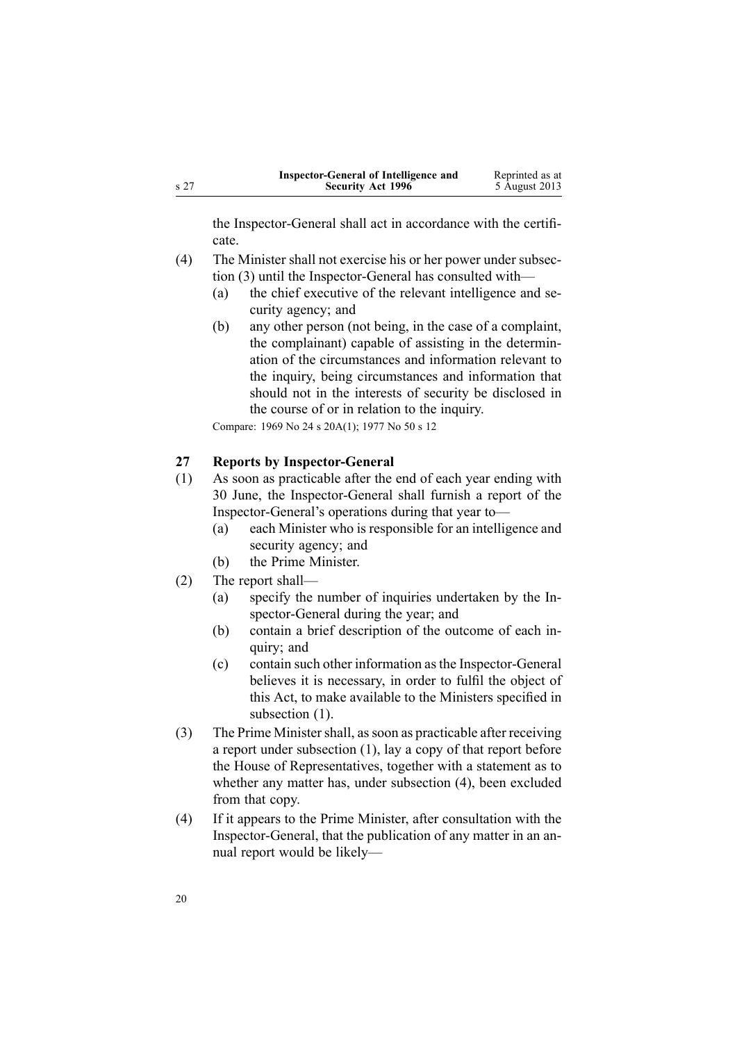the Inspector-General shall act in accordance with the certificate.

(4) The Minister shall not exercise his or her power under subsection (3) until the Inspector-General has consulted with—

(a) the chief executive of the relevant intelligence and security agency; and

(b) any other person (not being, in the case of a complaint, the complainant) capable of assisting in the determination of the circumstances and information relevant to the inquiry, being circumstances and information that should not in the interests of security be disclosed in the course of or in relation to the inquiry.

Compare: 1969 No 24 s 20A(1); 1977 No 50 s 12

### 27 Reports by Inspector-General

(1) As soon as practicable after the end of each year ending with 30 June, the Inspector-General shall furnish a report of the Inspector-General's operations during that year to—

(a) each Minister who is responsible for an intelligence and security agency; and

(b) the Prime Minister.

(2) The report shall—

(a) specify the number of inquiries undertaken by the Inspector-General during the year; and

(b) contain a brief description of the outcome of each inquiry; and

(c) contain such other information as the Inspector-General believes it is necessary, in order to fulfil the object of this Act, to make available to the Ministers specified in subsection (1).

(3) The Prime Minister shall, as soon as practicable after receiving a report under subsection (1), lay a copy of that report before the House of Representatives, together with a statement as to whether any matter has, under subsection (4), been excluded from that copy.

(4) If it appears to the Prime Minister, after consultation with the Inspector-General, that the publication of any matter in an annual report would be likely—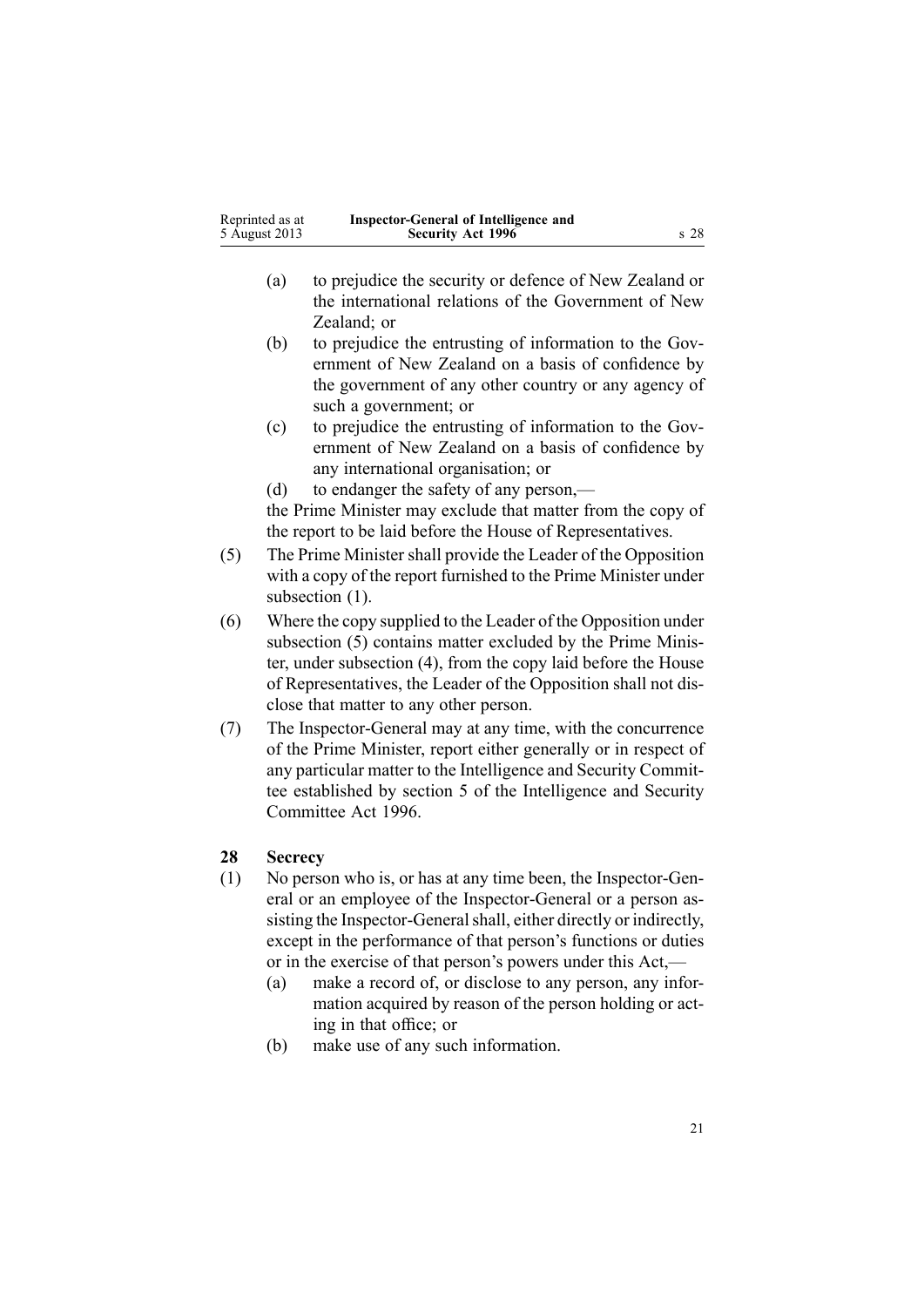(a) to prejudice the security or defence of New Zealand or the international relations of the Government of New Zealand; or

(b) to prejudice the entrusting of information to the Government of New Zealand on a basis of confidence by the government of any other country or any agency of such a government; or

(c) to prejudice the entrusting of information to the Government of New Zealand on a basis of confidence by any international organisation; or

(d) to endanger the safety of any person,—

the Prime Minister may exclude that matter from the copy of the report to be laid before the House of Representatives.

(5) The Prime Minister shall provide the Leader of the Opposition with a copy of the report furnished to the Prime Minister under subsection (1).

(6) Where the copy supplied to the Leader of the Opposition under subsection (5) contains matter excluded by the Prime Minister, under subsection (4), from the copy laid before the House of Representatives, the Leader of the Opposition shall not disclose that matter to any other person.

(7) The Inspector-General may at any time, with the concurrence of the Prime Minister, report either generally or in respect of any particular matter to the Intelligence and Security Committee established by section 5 of the Intelligence and Security Committee Act 1996.

## 28 Secrecy

(1) No person who is, or has at any time been, the Inspector-General or an employee of the Inspector-General or a person assisting the Inspector-General shall, either directly or indirectly, except in the performance of that person's functions or duties or in the exercise of that person's powers under this Act,—

(a) make a record of, or disclose to any person, any information acquired by reason of the person holding or acting in that office; or

(b) make use of any such information.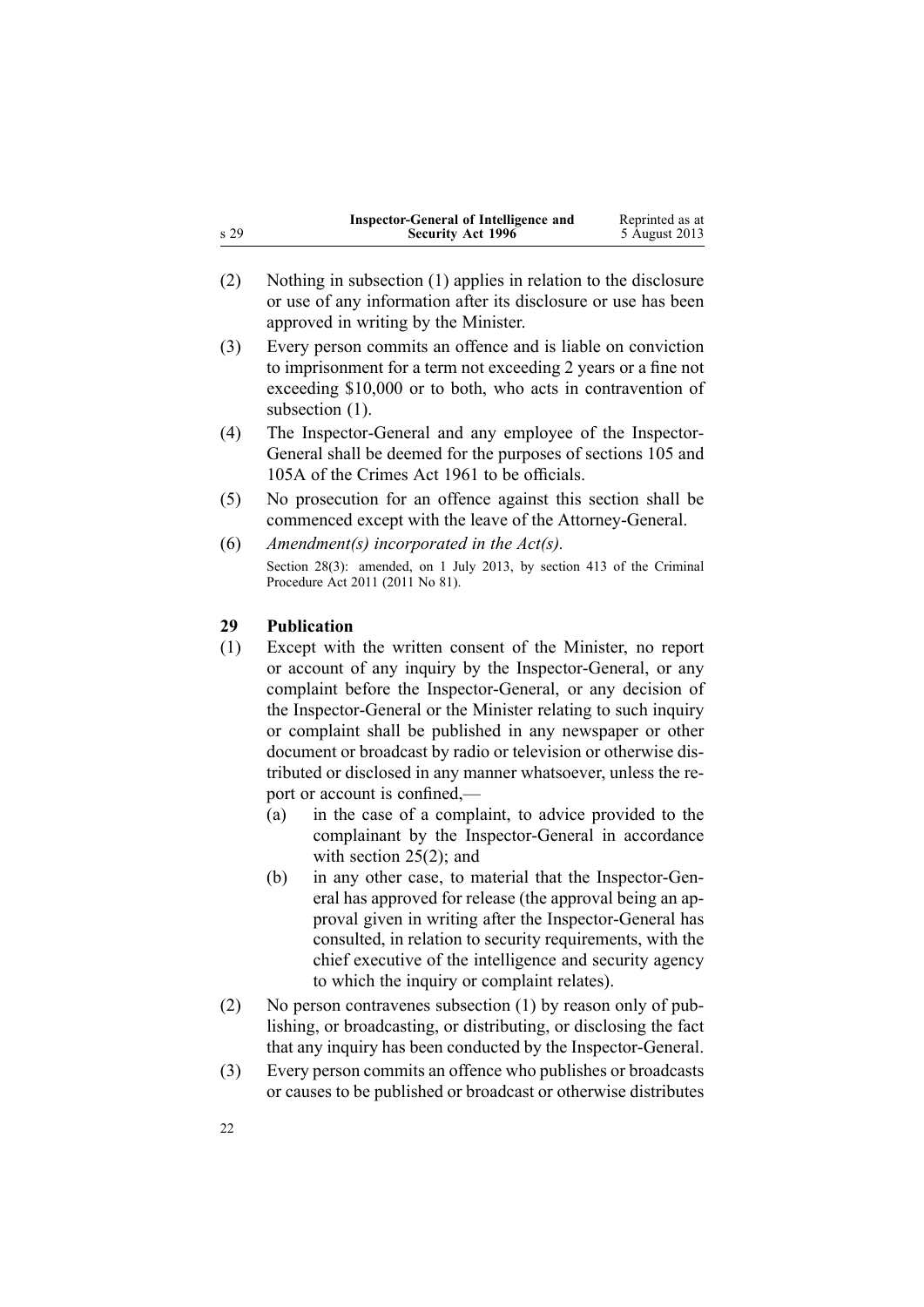(2) Nothing in subsection (1) applies in relation to the disclosure or use of any information after its disclosure or use has been approved in writing by the Minister.

(3) Every person commits an offence and is liable on conviction to imprisonment for a term not exceeding 2 years or a fine not exceeding $10,000 or to both, who acts in contravention of subsection (1).

(4) The Inspector-General and any employee of the Inspector-General shall be deemed for the purposes of sections 105 and 105A of the Crimes Act 1961 to be officials.

(5) No prosecution for an offence against this section shall be commenced except with the leave of the Attorney-General.

(6) *Amendment(s) incorporated in the Act(s).*

Section 28(3): amended, on 1 July 2013, by section 413 of the Criminal Procedure Act 2011 (2011 No 81).

### 29 Publication

(1) Except with the written consent of the Minister, no report or account of any inquiry by the Inspector-General, or any complaint before the Inspector-General, or any decision of the Inspector-General or the Minister relating to such inquiry or complaint shall be published in any newspaper or other document or broadcast by radio or television or otherwise distributed or disclosed in any manner whatsoever, unless the report or account is confined,—

   (a) in the case of a complaint, to advice provided to the complainant by the Inspector-General in accordance with section 25(2); and

   (b) in any other case, to material that the Inspector-General has approved for release (the approval being an approval given in writing after the Inspector-General has consulted, in relation to security requirements, with the chief executive of the intelligence and security agency to which the inquiry or complaint relates).

(2) No person contravenes subsection (1) by reason only of publishing, or broadcasting, or distributing, or disclosing the fact that any inquiry has been conducted by the Inspector-General.

(3) Every person commits an offence who publishes or broadcasts or causes to be published or broadcast or otherwise distributes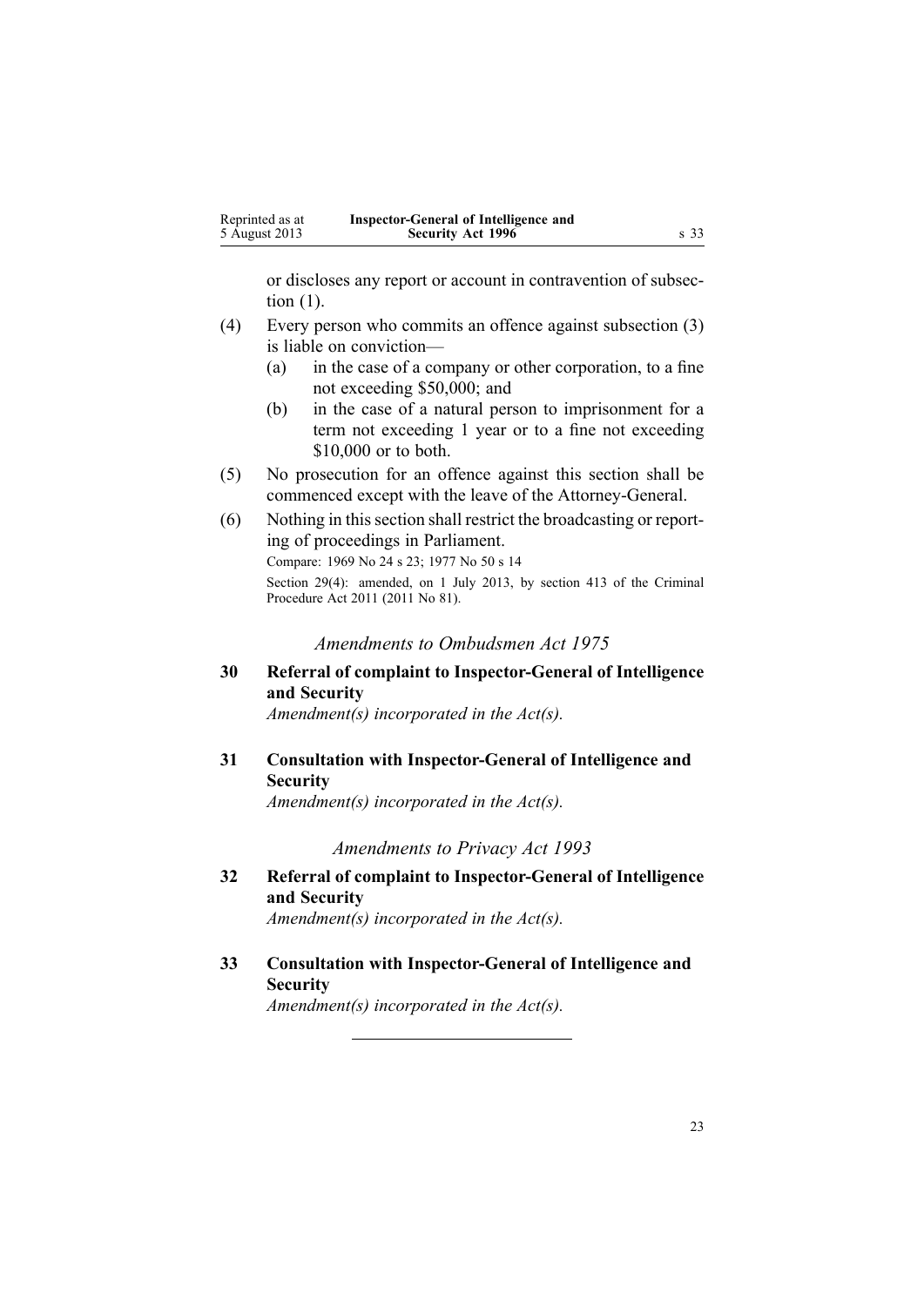or discloses any report or account in contravention of subsection (1).

(4) Every person who commits an offence against subsection (3) is liable on conviction—

  (a) in the case of a company or other corporation, to a fine not exceeding $50,000; and

  (b) in the case of a natural person to imprisonment for a term not exceeding 1 year or to a fine not exceeding $10,000 or to both.

(5) No prosecution for an offence against this section shall be commenced except with the leave of the Attorney-General.

(6) Nothing in this section shall restrict the broadcasting or reporting of proceedings in Parliament.

Compare: 1969 No 24 s 23; 1977 No 50 s 14

Section 29(4): amended, on 1 July 2013, by section 413 of the Criminal Procedure Act 2011 (2011 No 81).

### *Amendments to Ombudsmen Act 1975*

**30 Referral of complaint to Inspector-General of Intelligence and Security**

*Amendment(s) incorporated in the Act(s).*

**31 Consultation with Inspector-General of Intelligence and Security**

*Amendment(s) incorporated in the Act(s).*

### *Amendments to Privacy Act 1993*

**32 Referral of complaint to Inspector-General of Intelligence and Security**

*Amendment(s) incorporated in the Act(s).*

**33 Consultation with Inspector-General of Intelligence and Security**

*Amendment(s) incorporated in the Act(s).*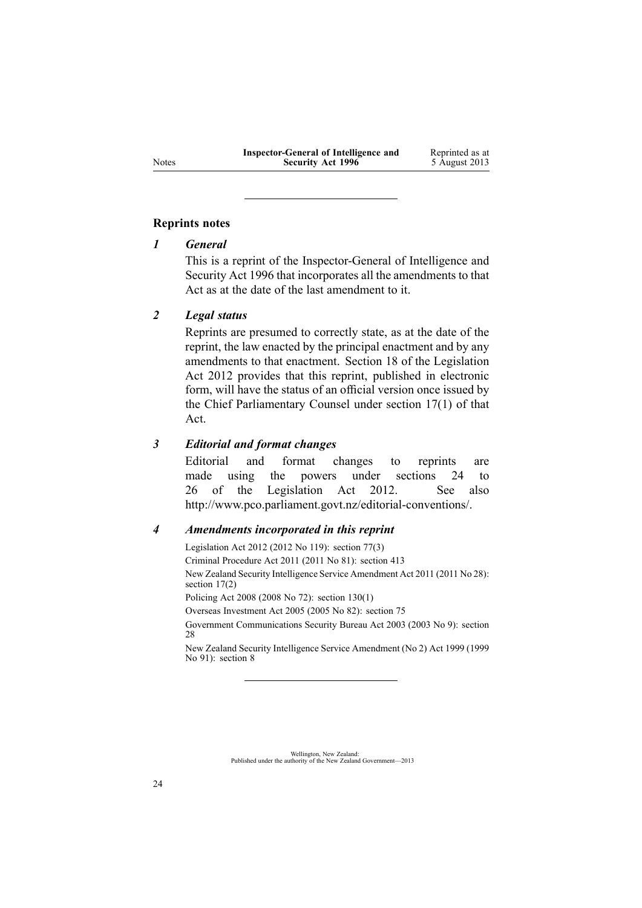## Reprints notes

### *1 General*

This is a reprint of the Inspector-General of Intelligence and Security Act 1996 that incorporates all the amendments to that Act as at the date of the last amendment to it.

### *2 Legal status*

Reprints are presumed to correctly state, as at the date of the reprint, the law enacted by the principal enactment and by any amendments to that enactment. Section 18 of the Legislation Act 2012 provides that this reprint, published in electronic form, will have the status of an official version once issued by the Chief Parliamentary Counsel under section 17(1) of that Act.

### *3 Editorial and format changes*

Editorial and format changes to reprints are made using the powers under sections 24 to 26 of the Legislation Act 2012. See also http://www.pco.parliament.govt.nz/editorial-conventions/.

### *4 Amendments incorporated in this reprint*

Legislation Act 2012 (2012 No 119): section 77(3)

Criminal Procedure Act 2011 (2011 No 81): section 413

New Zealand Security Intelligence Service Amendment Act 2011 (2011 No 28): section 17(2)

Policing Act 2008 (2008 No 72): section 130(1)

Overseas Investment Act 2005 (2005 No 82): section 75

Government Communications Security Bureau Act 2003 (2003 No 9): section 28

New Zealand Security Intelligence Service Amendment (No 2) Act 1999 (1999 No 91): section 8

Wellington, New Zealand:
Published under the authority of the New Zealand Government—2013